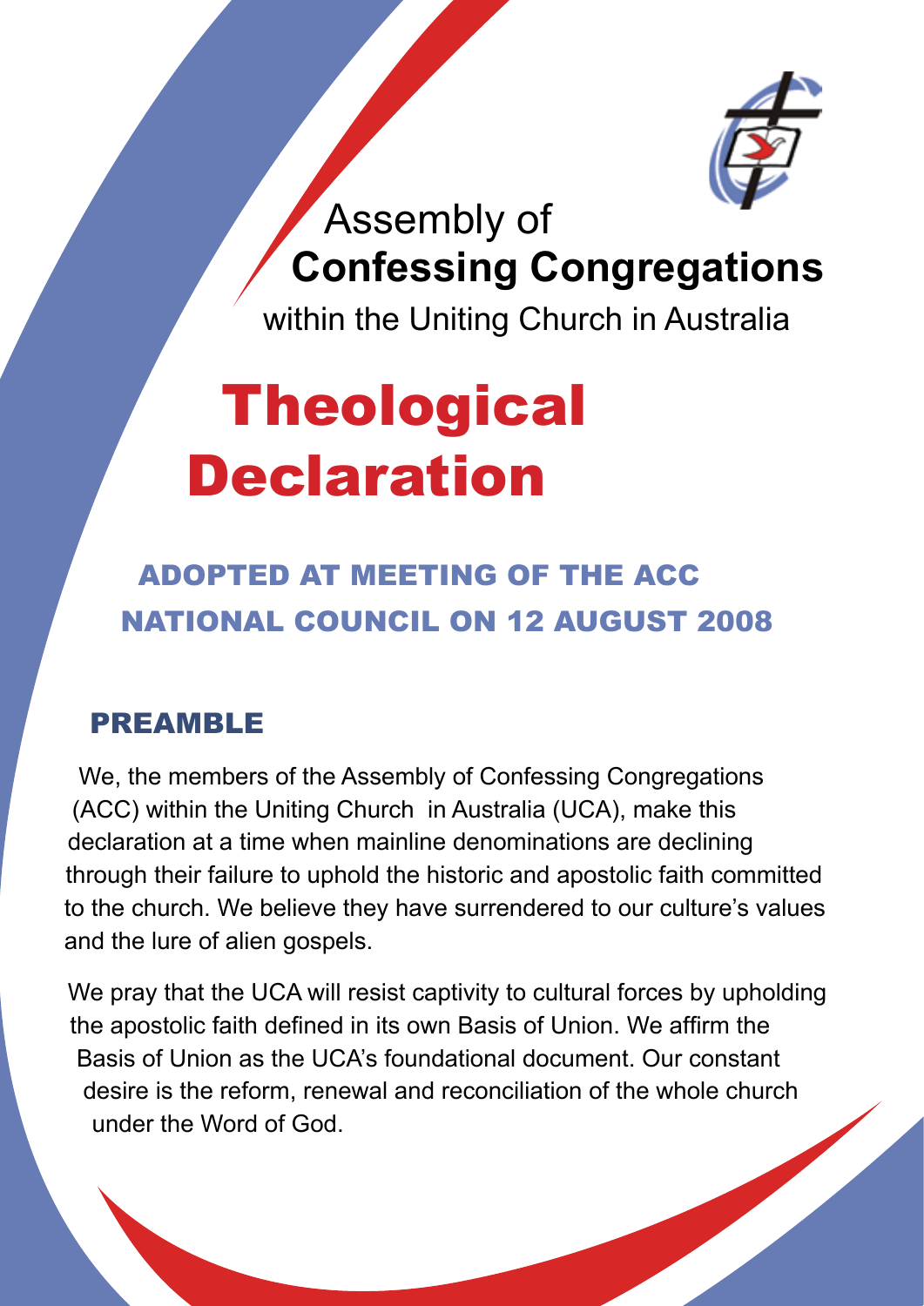Assembly of

**Confessing Congregations**

within the Uniting Church in Australia

# Theological Declaration

## ADOPTED AT MEETING OF THE ACC NATIONAL COUNCIL ON 12 AUGUST 2008

## PREAMBLE

We, the members of the Assembly of Confessing Congregations (ACC) within the Uniting Church in Australia (UCA), make this declaration at a time when mainline denominations are declining through their failure to uphold the historic and apostolic faith committed to the church. We believe they have surrendered to our culture's values and the lure of alien gospels.

We pray that the UCA will resist captivity to cultural forces by upholding the apostolic faith defined in its own Basis of Union. We affirm the Basis of Union as the UCA's foundational document. Our constant desire is the reform, renewal and reconciliation of the whole church under the Word of God.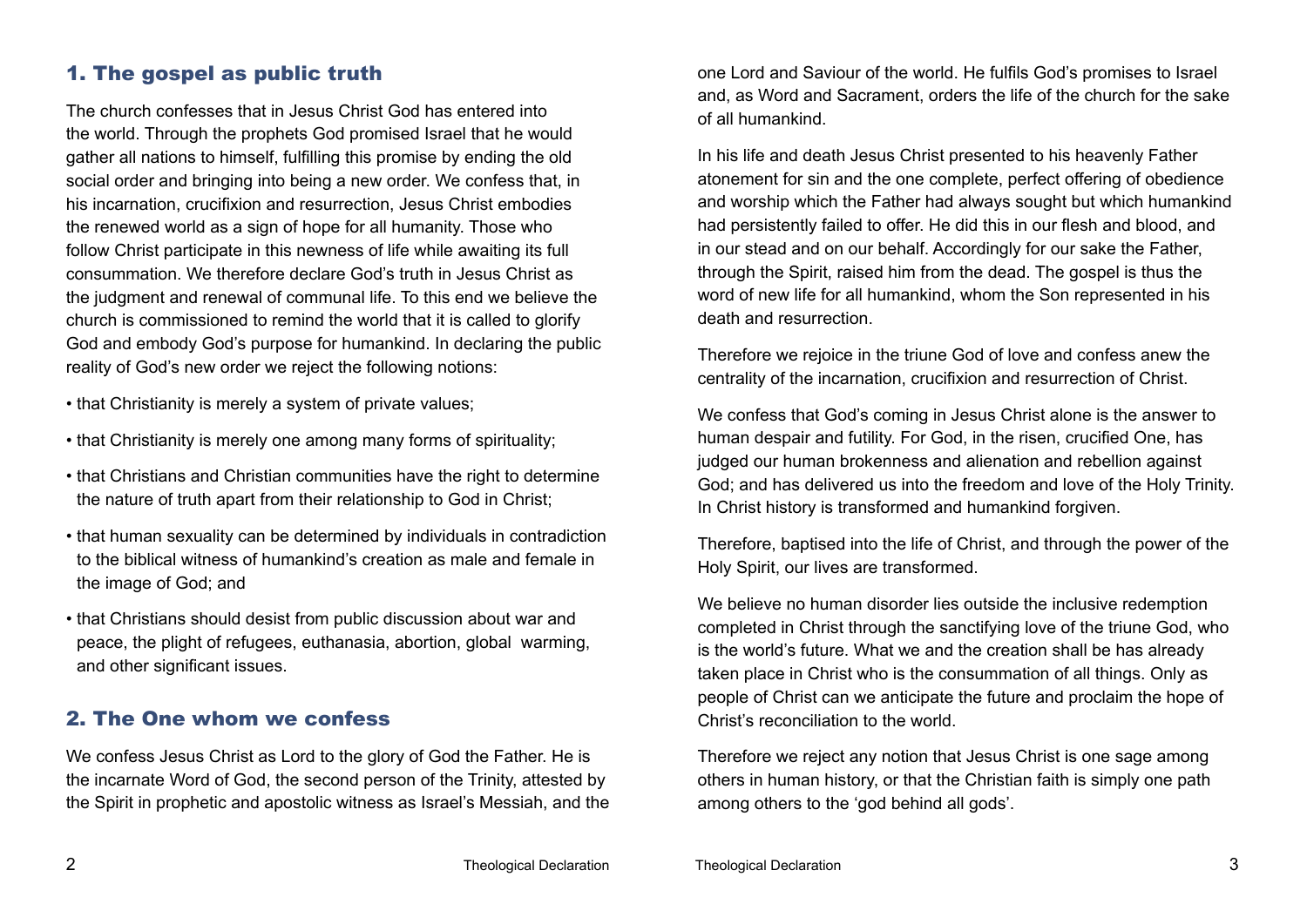## 1. The gospel as public truth

The church confesses that in Jesus Christ God has entered into the world. Through the prophets God promised Israel that he would gather all nations to himself, fulfilling this promise by ending the old social order and bringing into being a new order. We confess that, in his incarnation, crucifixion and resurrection, Jesus Christ embodies the renewed world as a sign of hope for all humanity. Those who follow Christ participate in this newness of life while awaiting its full consummation. We therefore declare God's truth in Jesus Christ as the judgment and renewal of communal life. To this end we believe the church is commissioned to remind the world that it is called to glorify God and embody God's purpose for humankind. In declaring the public reality of God's new order we reject the following notions:

- that Christianity is merely a system of private values;
- that Christianity is merely one among many forms of spirituality;
- that Christians and Christian communities have the right to determine the nature of truth apart from their relationship to God in Christ;
- that human sexuality can be determined by individuals in contradiction to the biblical witness of humankind's creation as male and female in the image of God; and
- that Christians should desist from public discussion about war and peace, the plight of refugees, euthanasia, abortion, global warming, and other significant issues.

## 2. The One whom we confess

We confess Jesus Christ as Lord to the glory of God the Father. He is the incarnate Word of God, the second person of the Trinity, attested by the Spirit in prophetic and apostolic witness as Israel's Messiah, and the one Lord and Saviour of the world. He fulfils God's promises to Israel and, as Word and Sacrament, orders the life of the church for the sake of all humankind.

In his life and death Jesus Christ presented to his heavenly Father atonement for sin and the one complete, perfect offering of obedience and worship which the Father had always sought but which humankind had persistently failed to offer. He did this in our flesh and blood, and in our stead and on our behalf. Accordingly for our sake the Father, through the Spirit, raised him from the dead. The gospel is thus the word of new life for all humankind, whom the Son represented in his death and resurrection.

Therefore we rejoice in the triune God of love and confess anew the centrality of the incarnation, crucifixion and resurrection of Christ.

We confess that God's coming in Jesus Christ alone is the answer to human despair and futility. For God, in the risen, crucified One, has judged our human brokenness and alienation and rebellion against God; and has delivered us into the freedom and love of the Holy Trinity. In Christ history is transformed and humankind forgiven.

Therefore, baptised into the life of Christ, and through the power of the Holy Spirit, our lives are transformed.

We believe no human disorder lies outside the inclusive redemption completed in Christ through the sanctifying love of the triune God, who is the world's future. What we and the creation shall be has already taken place in Christ who is the consummation of all things. Only as people of Christ can we anticipate the future and proclaim the hope of Christ's reconciliation to the world.

Therefore we reject any notion that Jesus Christ is one sage among others in human history, or that the Christian faith is simply one path among others to the 'god behind all gods'.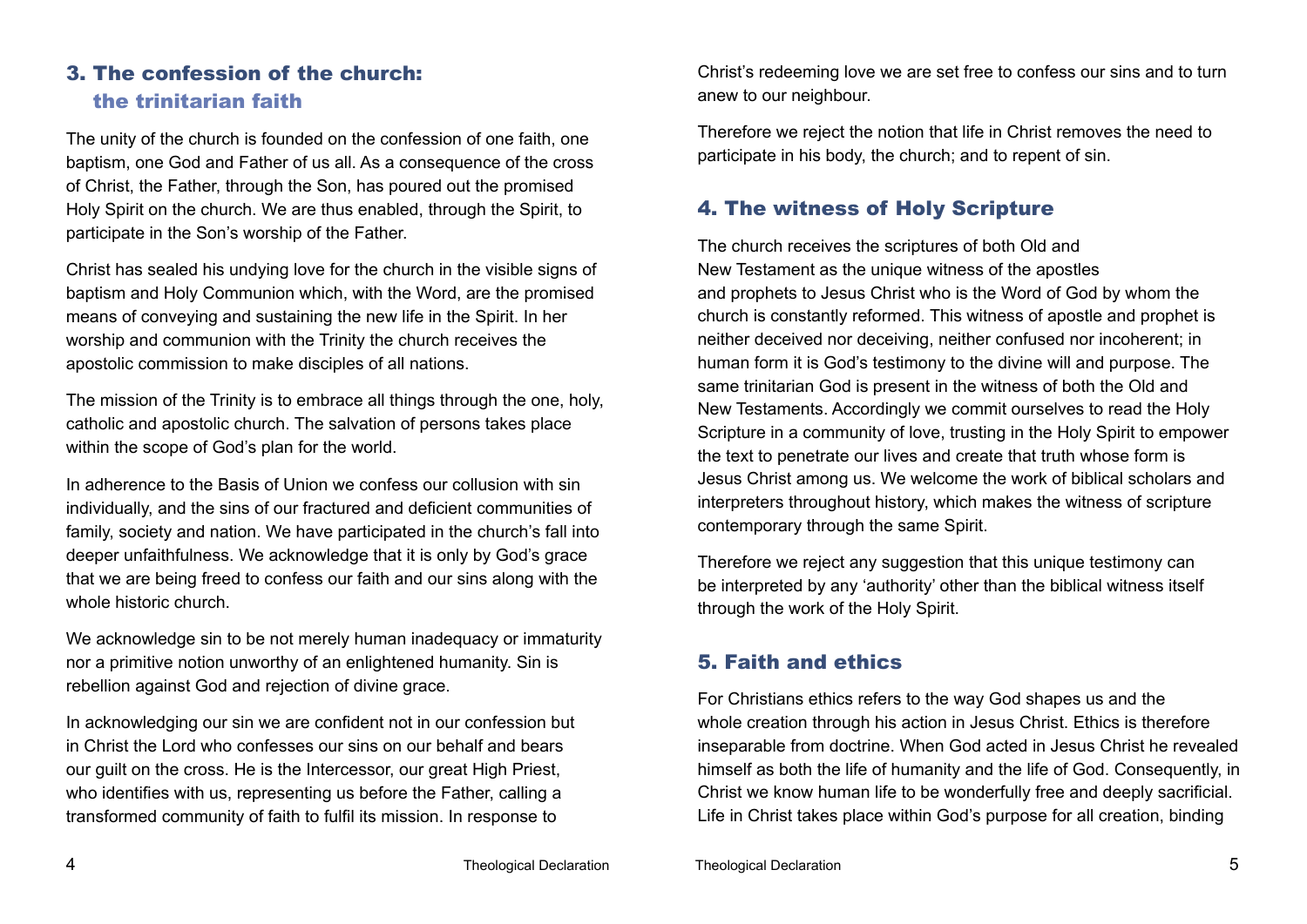## 3. The confession of the church: the trinitarian faith

The unity of the church is founded on the confession of one faith, one baptism, one God and Father of us all. As a consequence of the cross of Christ, the Father, through the Son, has poured out the promised Holy Spirit on the church. We are thus enabled, through the Spirit, to participate in the Son's worship of the Father.

Christ has sealed his undying love for the church in the visible signs of baptism and Holy Communion which, with the Word, are the promised means of conveying and sustaining the new life in the Spirit. In her worship and communion with the Trinity the church receives the apostolic commission to make disciples of all nations.

The mission of the Trinity is to embrace all things through the one, holy, catholic and apostolic church. The salvation of persons takes place within the scope of God's plan for the world.

In adherence to the Basis of Union we confess our collusion with sin individually, and the sins of our fractured and deficient communities of family, society and nation. We have participated in the church's fall into deeper unfaithfulness. We acknowledge that it is only by God's grace that we are being freed to confess our faith and our sins along with the whole historic church.

We acknowledge sin to be not merely human inadequacy or immaturity nor a primitive notion unworthy of an enlightened humanity. Sin is rebellion against God and rejection of divine grace.

In acknowledging our sin we are confident not in our confession but in Christ the Lord who confesses our sins on our behalf and bears our guilt on the cross. He is the Intercessor, our great High Priest, who identifies with us, representing us before the Father, calling a transformed community of faith to fulfil its mission. In response to Christ's redeeming love we are set free to confess our sins and to turn anew to our neighbour.

Therefore we reject the notion that life in Christ removes the need to participate in his body, the church; and to repent of sin.

## 4. The witness of Holy Scripture

The church receives the scriptures of both Old and New Testament as the unique witness of the apostles and prophets to Jesus Christ who is the Word of God by whom the church is constantly reformed. This witness of apostle and prophet is neither deceived nor deceiving, neither confused nor incoherent; in human form it is God's testimony to the divine will and purpose. The same trinitarian God is present in the witness of both the Old and New Testaments. Accordingly we commit ourselves to read the Holy Scripture in a community of love, trusting in the Holy Spirit to empower the text to penetrate our lives and create that truth whose form is Jesus Christ among us. We welcome the work of biblical scholars and interpreters throughout history, which makes the witness of scripture contemporary through the same Spirit.

Therefore we reject any suggestion that this unique testimony can be interpreted by any 'authority' other than the biblical witness itself through the work of the Holy Spirit.

## 5. Faith and ethics

For Christians ethics refers to the way God shapes us and the whole creation through his action in Jesus Christ. Ethics is therefore inseparable from doctrine. When God acted in Jesus Christ he revealed himself as both the life of humanity and the life of God. Consequently, in Christ we know human life to be wonderfully free and deeply sacrificial. Life in Christ takes place within God's purpose for all creation, binding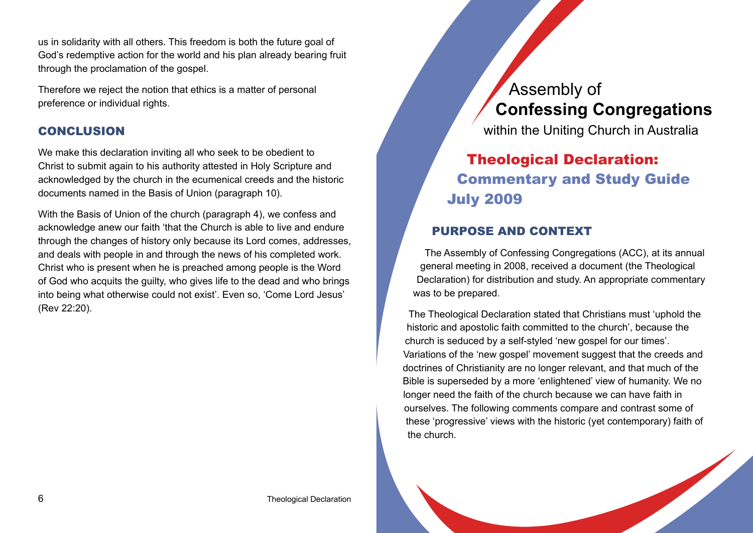us in solidarity with all others. This freedom is both the future goal of God's redemptive action for the world and his plan already bearing fruit through the proclamation of the gospel.

Therefore we reject the notion that ethics is a matter of personal preference or individual rights.

## CONCLUSION

We make this declaration inviting all who seek to be obedient to Christ to submit again to his authority attested in Holy Scripture and acknowledged by the church in the ecumenical creeds and the historic documents named in the Basis of Union (paragraph 10).

With the Basis of Union of the church (paragraph 4), we confess and acknowledge anew our faith 'that the Church is able to live and endure through the changes of history only because its Lord comes, addresses, and deals with people in and through the news of his completed work. Christ who is present when he is preached among people is the Word of God who acquits the guilty, who gives life to the dead and who brings into being what otherwise could not exist'. Even so, 'Come Lord Jesus' (Rev 22:20).

Assembly of
**Confessing Congregations**
within the Uniting Church in Australia

# Theological Declaration: Commentary and Study Guide July 2009

## PURPOSE AND CONTEXT

The Assembly of Confessing Congregations (ACC), at its annual general meeting in 2008, received a document (the Theological Declaration) for distribution and study. An appropriate commentary was to be prepared.

The Theological Declaration stated that Christians must 'uphold the historic and apostolic faith committed to the church', because the church is seduced by a self-styled 'new gospel for our times'. Variations of the 'new gospel' movement suggest that the creeds and doctrines of Christianity are no longer relevant, and that much of the Bible is superseded by a more 'enlightened' view of humanity. We no longer need the faith of the church because we can have faith in ourselves. The following comments compare and contrast some of these 'progressive' views with the historic (yet contemporary) faith of the church.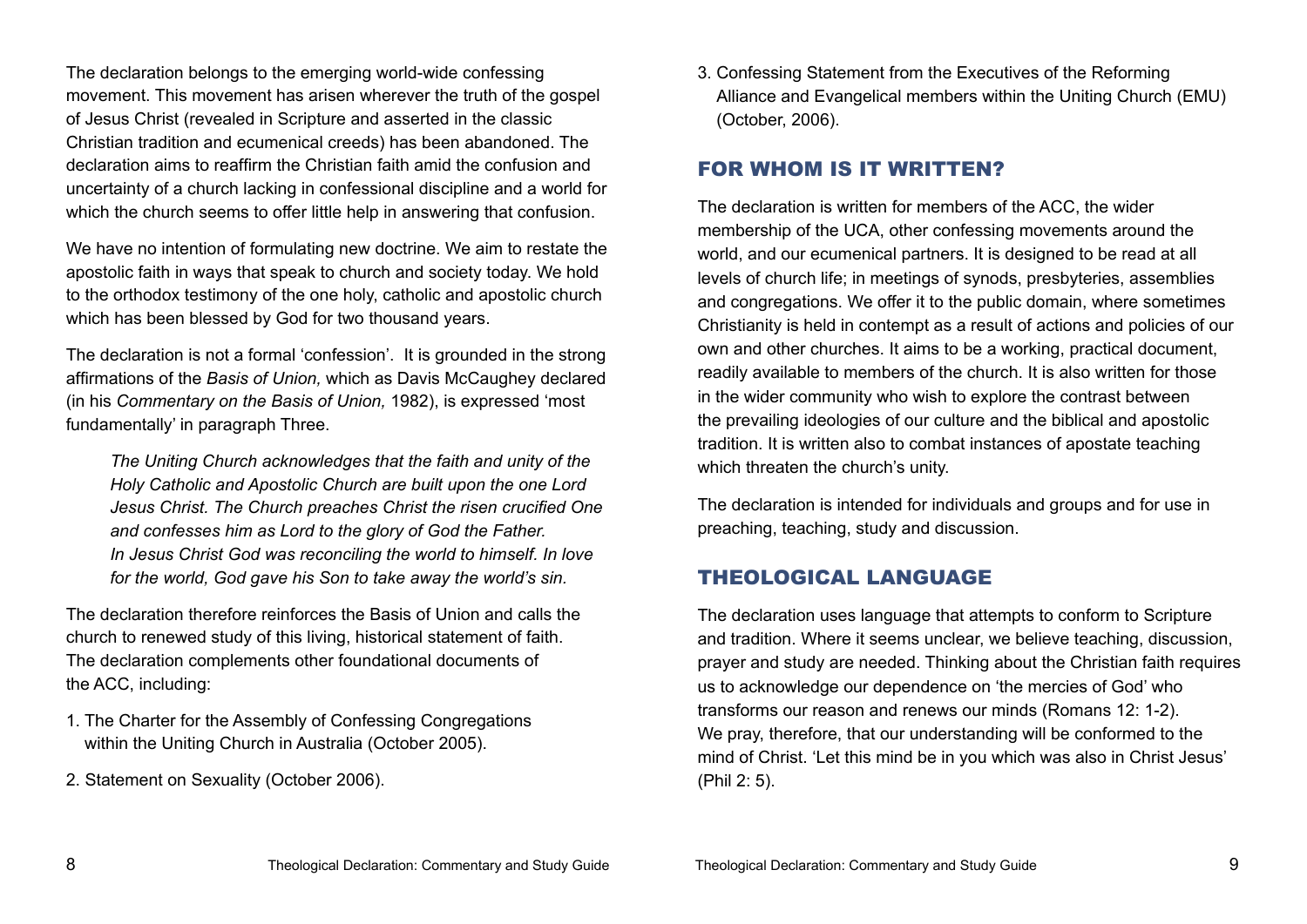The declaration belongs to the emerging world-wide confessing movement. This movement has arisen wherever the truth of the gospel of Jesus Christ (revealed in Scripture and asserted in the classic Christian tradition and ecumenical creeds) has been abandoned. The declaration aims to reaffirm the Christian faith amid the confusion and uncertainty of a church lacking in confessional discipline and a world for which the church seems to offer little help in answering that confusion.

We have no intention of formulating new doctrine. We aim to restate the apostolic faith in ways that speak to church and society today. We hold to the orthodox testimony of the one holy, catholic and apostolic church which has been blessed by God for two thousand years.

The declaration is not a formal 'confession'. It is grounded in the strong affirmations of the *Basis of Union,* which as Davis McCaughey declared (in his *Commentary on the Basis of Union,* 1982), is expressed 'most fundamentally' in paragraph Three.

> *The Uniting Church acknowledges that the faith and unity of the Holy Catholic and Apostolic Church are built upon the one Lord Jesus Christ. The Church preaches Christ the risen crucified One and confesses him as Lord to the glory of God the Father. In Jesus Christ God was reconciling the world to himself. In love for the world, God gave his Son to take away the world's sin.*

The declaration therefore reinforces the Basis of Union and calls the church to renewed study of this living, historical statement of faith. The declaration complements other foundational documents of the ACC, including:

1. The Charter for the Assembly of Confessing Congregations within the Uniting Church in Australia (October 2005).
2. Statement on Sexuality (October 2006).
3. Confessing Statement from the Executives of the Reforming Alliance and Evangelical members within the Uniting Church (EMU) (October, 2006).

## FOR WHOM IS IT WRITTEN?

The declaration is written for members of the ACC, the wider membership of the UCA, other confessing movements around the world, and our ecumenical partners. It is designed to be read at all levels of church life; in meetings of synods, presbyteries, assemblies and congregations. We offer it to the public domain, where sometimes Christianity is held in contempt as a result of actions and policies of our own and other churches. It aims to be a working, practical document, readily available to members of the church. It is also written for those in the wider community who wish to explore the contrast between the prevailing ideologies of our culture and the biblical and apostolic tradition. It is written also to combat instances of apostate teaching which threaten the church's unity.

The declaration is intended for individuals and groups and for use in preaching, teaching, study and discussion.

## THEOLOGICAL LANGUAGE

The declaration uses language that attempts to conform to Scripture and tradition. Where it seems unclear, we believe teaching, discussion, prayer and study are needed. Thinking about the Christian faith requires us to acknowledge our dependence on 'the mercies of God' who transforms our reason and renews our minds (Romans 12: 1-2). We pray, therefore, that our understanding will be conformed to the mind of Christ. 'Let this mind be in you which was also in Christ Jesus' (Phil 2: 5).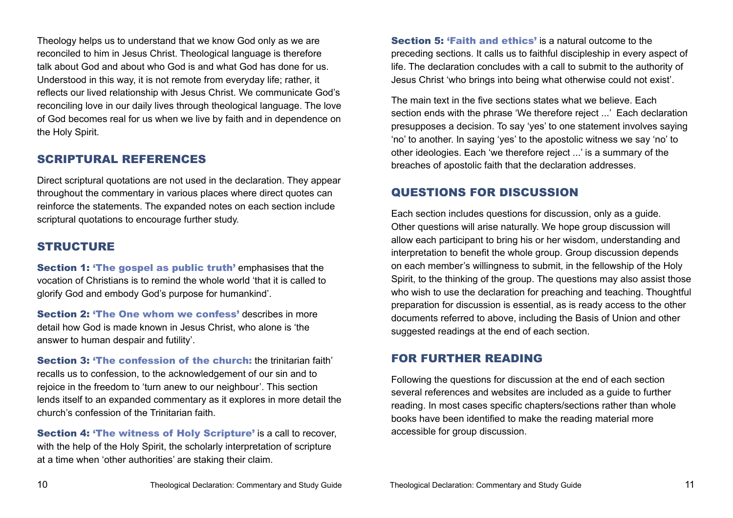Theology helps us to understand that we know God only as we are reconciled to him in Jesus Christ. Theological language is therefore talk about God and about who God is and what God has done for us. Understood in this way, it is not remote from everyday life; rather, it reflects our lived relationship with Jesus Christ. We communicate God's reconciling love in our daily lives through theological language. The love of God becomes real for us when we live by faith and in dependence on the Holy Spirit.

## SCRIPTURAL REFERENCES

Direct scriptural quotations are not used in the declaration. They appear throughout the commentary in various places where direct quotes can reinforce the statements. The expanded notes on each section include scriptural quotations to encourage further study.

## STRUCTURE

**Section 1: 'The gospel as public truth'** emphasises that the vocation of Christians is to remind the whole world 'that it is called to glorify God and embody God's purpose for humankind'.

**Section 2: 'The One whom we confess'** describes in more detail how God is made known in Jesus Christ, who alone is 'the answer to human despair and futility'.

**Section 3: 'The confession of the church:** the trinitarian faith' recalls us to confession, to the acknowledgement of our sin and to rejoice in the freedom to 'turn anew to our neighbour'. This section lends itself to an expanded commentary as it explores in more detail the church's confession of the Trinitarian faith.

**Section 4: 'The witness of Holy Scripture'** is a call to recover, with the help of the Holy Spirit, the scholarly interpretation of scripture at a time when 'other authorities' are staking their claim.

**Section 5: 'Faith and ethics'** is a natural outcome to the preceding sections. It calls us to faithful discipleship in every aspect of life. The declaration concludes with a call to submit to the authority of Jesus Christ 'who brings into being what otherwise could not exist'.

The main text in the five sections states what we believe. Each section ends with the phrase 'We therefore reject ...' Each declaration presupposes a decision. To say 'yes' to one statement involves saying 'no' to another. In saying 'yes' to the apostolic witness we say 'no' to other ideologies. Each 'we therefore reject ...' is a summary of the breaches of apostolic faith that the declaration addresses.

## QUESTIONS FOR DISCUSSION

Each section includes questions for discussion, only as a guide. Other questions will arise naturally. We hope group discussion will allow each participant to bring his or her wisdom, understanding and interpretation to benefit the whole group. Group discussion depends on each member's willingness to submit, in the fellowship of the Holy Spirit, to the thinking of the group. The questions may also assist those who wish to use the declaration for preaching and teaching. Thoughtful preparation for discussion is essential, as is ready access to the other documents referred to above, including the Basis of Union and other suggested readings at the end of each section.

## FOR FURTHER READING

Following the questions for discussion at the end of each section several references and websites are included as a guide to further reading. In most cases specific chapters/sections rather than whole books have been identified to make the reading material more accessible for group discussion.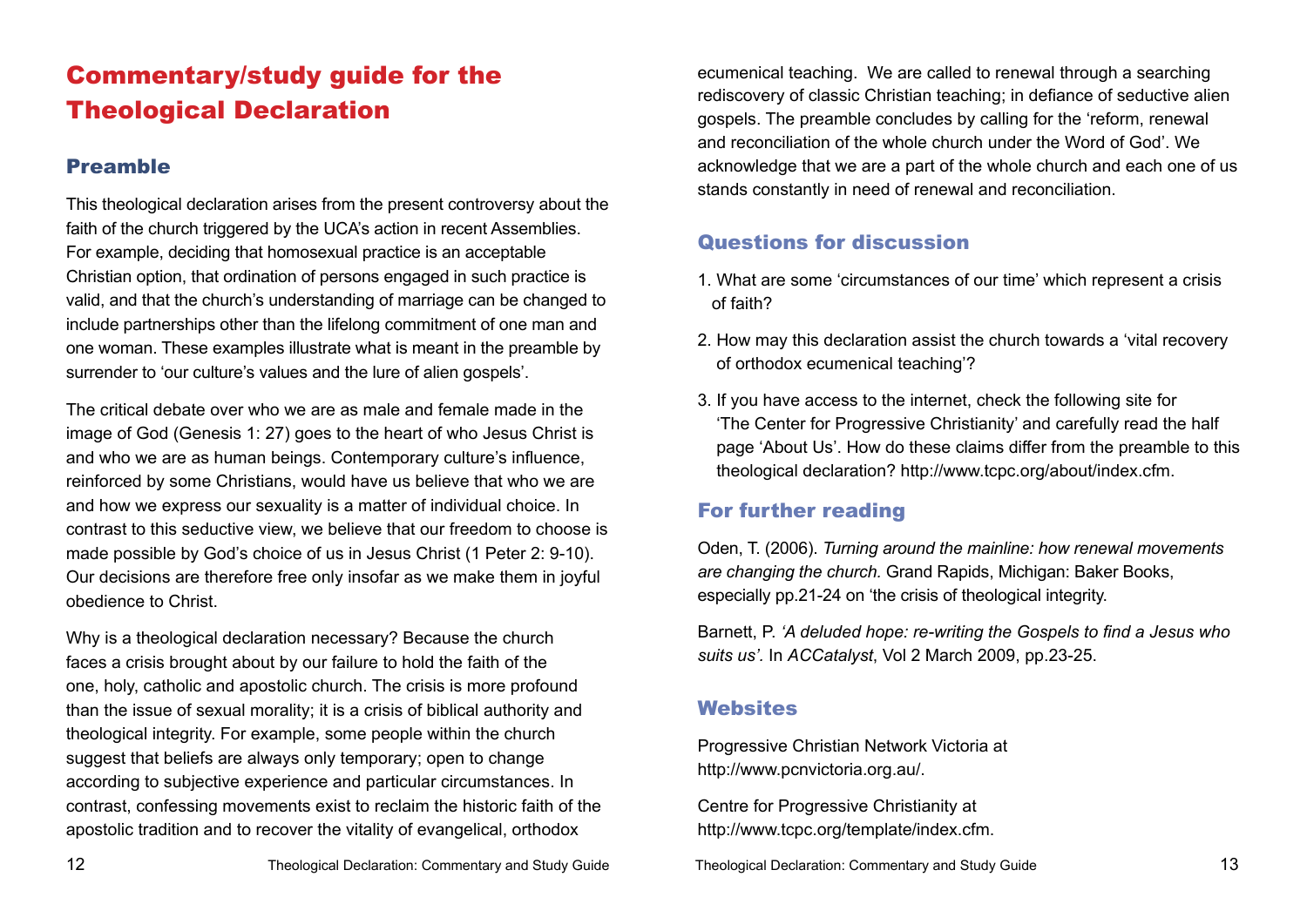# Commentary/study guide for the Theological Declaration

## Preamble

This theological declaration arises from the present controversy about the faith of the church triggered by the UCA's action in recent Assemblies. For example, deciding that homosexual practice is an acceptable Christian option, that ordination of persons engaged in such practice is valid, and that the church's understanding of marriage can be changed to include partnerships other than the lifelong commitment of one man and one woman. These examples illustrate what is meant in the preamble by surrender to 'our culture's values and the lure of alien gospels'.

The critical debate over who we are as male and female made in the image of God (Genesis 1: 27) goes to the heart of who Jesus Christ is and who we are as human beings. Contemporary culture's influence, reinforced by some Christians, would have us believe that who we are and how we express our sexuality is a matter of individual choice. In contrast to this seductive view, we believe that our freedom to choose is made possible by God's choice of us in Jesus Christ (1 Peter 2: 9-10). Our decisions are therefore free only insofar as we make them in joyful obedience to Christ.

Why is a theological declaration necessary? Because the church faces a crisis brought about by our failure to hold the faith of the one, holy, catholic and apostolic church. The crisis is more profound than the issue of sexual morality; it is a crisis of biblical authority and theological integrity. For example, some people within the church suggest that beliefs are always only temporary; open to change according to subjective experience and particular circumstances. In contrast, confessing movements exist to reclaim the historic faith of the apostolic tradition and to recover the vitality of evangelical, orthodox ecumenical teaching. We are called to renewal through a searching rediscovery of classic Christian teaching; in defiance of seductive alien gospels. The preamble concludes by calling for the 'reform, renewal and reconciliation of the whole church under the Word of God'. We acknowledge that we are a part of the whole church and each one of us stands constantly in need of renewal and reconciliation.

## Questions for discussion

1. What are some 'circumstances of our time' which represent a crisis of faith?
2. How may this declaration assist the church towards a 'vital recovery of orthodox ecumenical teaching'?
3. If you have access to the internet, check the following site for 'The Center for Progressive Christianity' and carefully read the half page 'About Us'. How do these claims differ from the preamble to this theological declaration? http://www.tcpc.org/about/index.cfm.

## For further reading

Oden, T. (2006). *Turning around the mainline: how renewal movements are changing the church.* Grand Rapids, Michigan: Baker Books, especially pp.21-24 on 'the crisis of theological integrity.

Barnett, P. *'A deluded hope: re-writing the Gospels to find a Jesus who suits us'*. In *ACCatalyst*, Vol 2 March 2009, pp.23-25.

## Websites

Progressive Christian Network Victoria at http://www.pcnvictoria.org.au/.

Centre for Progressive Christianity at http://www.tcpc.org/template/index.cfm.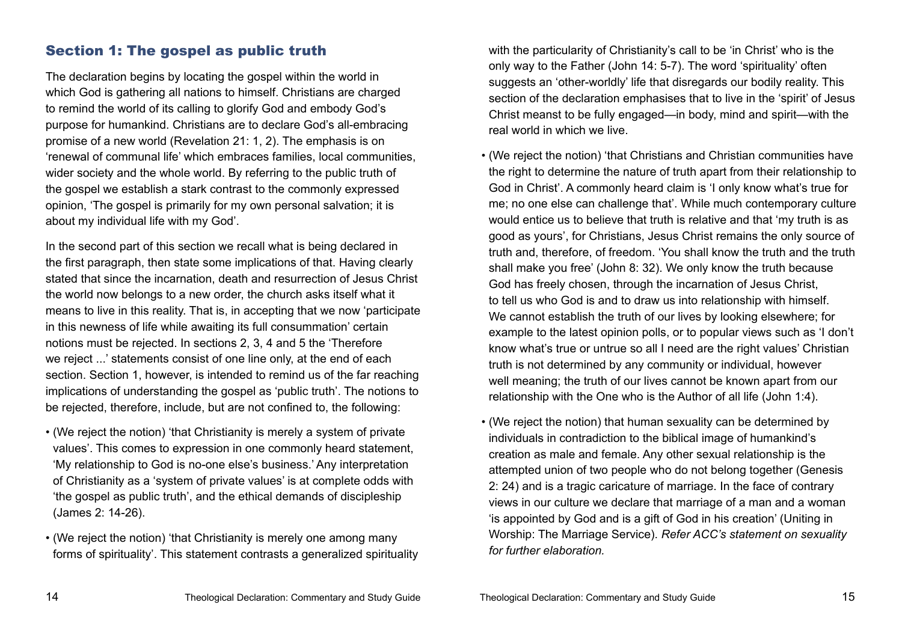## Section 1: The gospel as public truth

The declaration begins by locating the gospel within the world in which God is gathering all nations to himself. Christians are charged to remind the world of its calling to glorify God and embody God's purpose for humankind. Christians are to declare God's all-embracing promise of a new world (Revelation 21: 1, 2). The emphasis is on 'renewal of communal life' which embraces families, local communities, wider society and the whole world. By referring to the public truth of the gospel we establish a stark contrast to the commonly expressed opinion, 'The gospel is primarily for my own personal salvation; it is about my individual life with my God'.

In the second part of this section we recall what is being declared in the first paragraph, then state some implications of that. Having clearly stated that since the incarnation, death and resurrection of Jesus Christ the world now belongs to a new order, the church asks itself what it means to live in this reality. That is, in accepting that we now 'participate in this newness of life while awaiting its full consummation' certain notions must be rejected. In sections 2, 3, 4 and 5 the 'Therefore we reject ...' statements consist of one line only, at the end of each section. Section 1, however, is intended to remind us of the far reaching implications of understanding the gospel as 'public truth'. The notions to be rejected, therefore, include, but are not confined to, the following:

- (We reject the notion) 'that Christianity is merely a system of private values'. This comes to expression in one commonly heard statement, 'My relationship to God is no-one else's business.' Any interpretation of Christianity as a 'system of private values' is at complete odds with 'the gospel as public truth', and the ethical demands of discipleship (James 2: 14-26).
- (We reject the notion) 'that Christianity is merely one among many forms of spirituality'. This statement contrasts a generalized spirituality with the particularity of Christianity's call to be 'in Christ' who is the only way to the Father (John 14: 5-7). The word 'spirituality' often suggests an 'other-worldly' life that disregards our bodily reality. This section of the declaration emphasises that to live in the 'spirit' of Jesus Christ meanst to be fully engaged—in body, mind and spirit—with the real world in which we live.
- (We reject the notion) 'that Christians and Christian communities have the right to determine the nature of truth apart from their relationship to God in Christ'. A commonly heard claim is 'I only know what's true for me; no one else can challenge that'. While much contemporary culture would entice us to believe that truth is relative and that 'my truth is as good as yours', for Christians, Jesus Christ remains the only source of truth and, therefore, of freedom. 'You shall know the truth and the truth shall make you free' (John 8: 32). We only know the truth because God has freely chosen, through the incarnation of Jesus Christ, to tell us who God is and to draw us into relationship with himself. We cannot establish the truth of our lives by looking elsewhere; for example to the latest opinion polls, or to popular views such as 'I don't know what's true or untrue so all I need are the right values' Christian truth is not determined by any community or individual, however well meaning; the truth of our lives cannot be known apart from our relationship with the One who is the Author of all life (John 1:4).
- (We reject the notion) that human sexuality can be determined by individuals in contradiction to the biblical image of humankind's creation as male and female. Any other sexual relationship is the attempted union of two people who do not belong together (Genesis 2: 24) and is a tragic caricature of marriage. In the face of contrary views in our culture we declare that marriage of a man and a woman 'is appointed by God and is a gift of God in his creation' (Uniting in Worship: The Marriage Service). *Refer ACC's statement on sexuality for further elaboration.*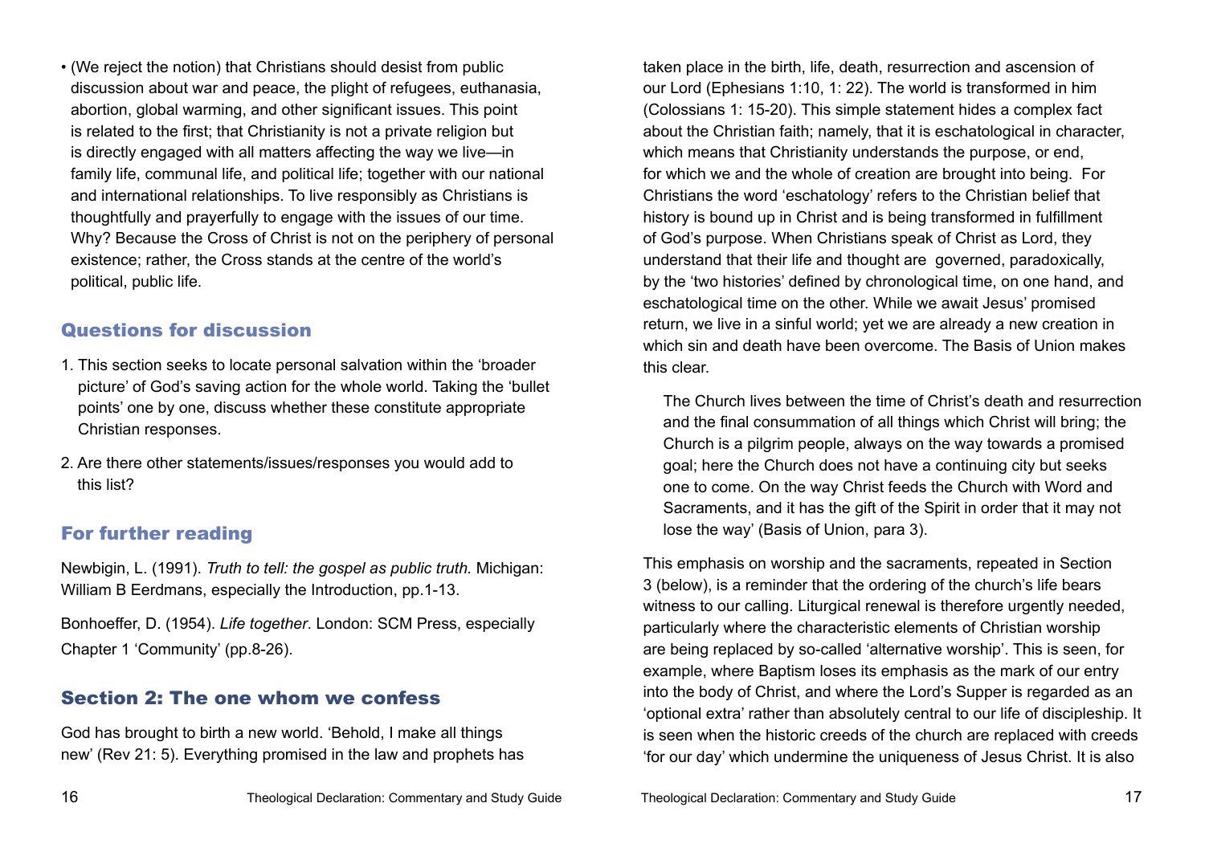- (We reject the notion) that Christians should desist from public discussion about war and peace, the plight of refugees, euthanasia, abortion, global warming, and other significant issues. This point is related to the first; that Christianity is not a private religion but is directly engaged with all matters affecting the way we live—in family life, communal life, and political life; together with our national and international relationships. To live responsibly as Christians is thoughtfully and prayerfully to engage with the issues of our time. Why? Because the Cross of Christ is not on the periphery of personal existence; rather, the Cross stands at the centre of the world's political, public life.

### Questions for discussion

1. This section seeks to locate personal salvation within the 'broader picture' of God's saving action for the whole world. Taking the 'bullet points' one by one, discuss whether these constitute appropriate Christian responses.
2. Are there other statements/issues/responses you would add to this list?

### For further reading

Newbigin, L. (1991). *Truth to tell: the gospel as public truth.* Michigan: William B Eerdmans, especially the Introduction, pp.1-13.

Bonhoeffer, D. (1954). *Life together*. London: SCM Press, especially Chapter 1 'Community' (pp.8-26).

## Section 2: The one whom we confess

God has brought to birth a new world. 'Behold, I make all things new' (Rev 21: 5). Everything promised in the law and prophets has taken place in the birth, life, death, resurrection and ascension of our Lord (Ephesians 1:10, 1: 22). The world is transformed in him (Colossians 1: 15-20). This simple statement hides a complex fact about the Christian faith; namely, that it is eschatological in character, which means that Christianity understands the purpose, or end, for which we and the whole of creation are brought into being. For Christians the word 'eschatology' refers to the Christian belief that history is bound up in Christ and is being transformed in fulfillment of God's purpose. When Christians speak of Christ as Lord, they understand that their life and thought are governed, paradoxically, by the 'two histories' defined by chronological time, on one hand, and eschatological time on the other. While we await Jesus' promised return, we live in a sinful world; yet we are already a new creation in which sin and death have been overcome. The Basis of Union makes this clear.

> The Church lives between the time of Christ's death and resurrection and the final consummation of all things which Christ will bring; the Church is a pilgrim people, always on the way towards a promised goal; here the Church does not have a continuing city but seeks one to come. On the way Christ feeds the Church with Word and Sacraments, and it has the gift of the Spirit in order that it may not lose the way' (Basis of Union, para 3).

This emphasis on worship and the sacraments, repeated in Section 3 (below), is a reminder that the ordering of the church's life bears witness to our calling. Liturgical renewal is therefore urgently needed, particularly where the characteristic elements of Christian worship are being replaced by so-called 'alternative worship'. This is seen, for example, where Baptism loses its emphasis as the mark of our entry into the body of Christ, and where the Lord's Supper is regarded as an 'optional extra' rather than absolutely central to our life of discipleship. It is seen when the historic creeds of the church are replaced with creeds 'for our day' which undermine the uniqueness of Jesus Christ. It is also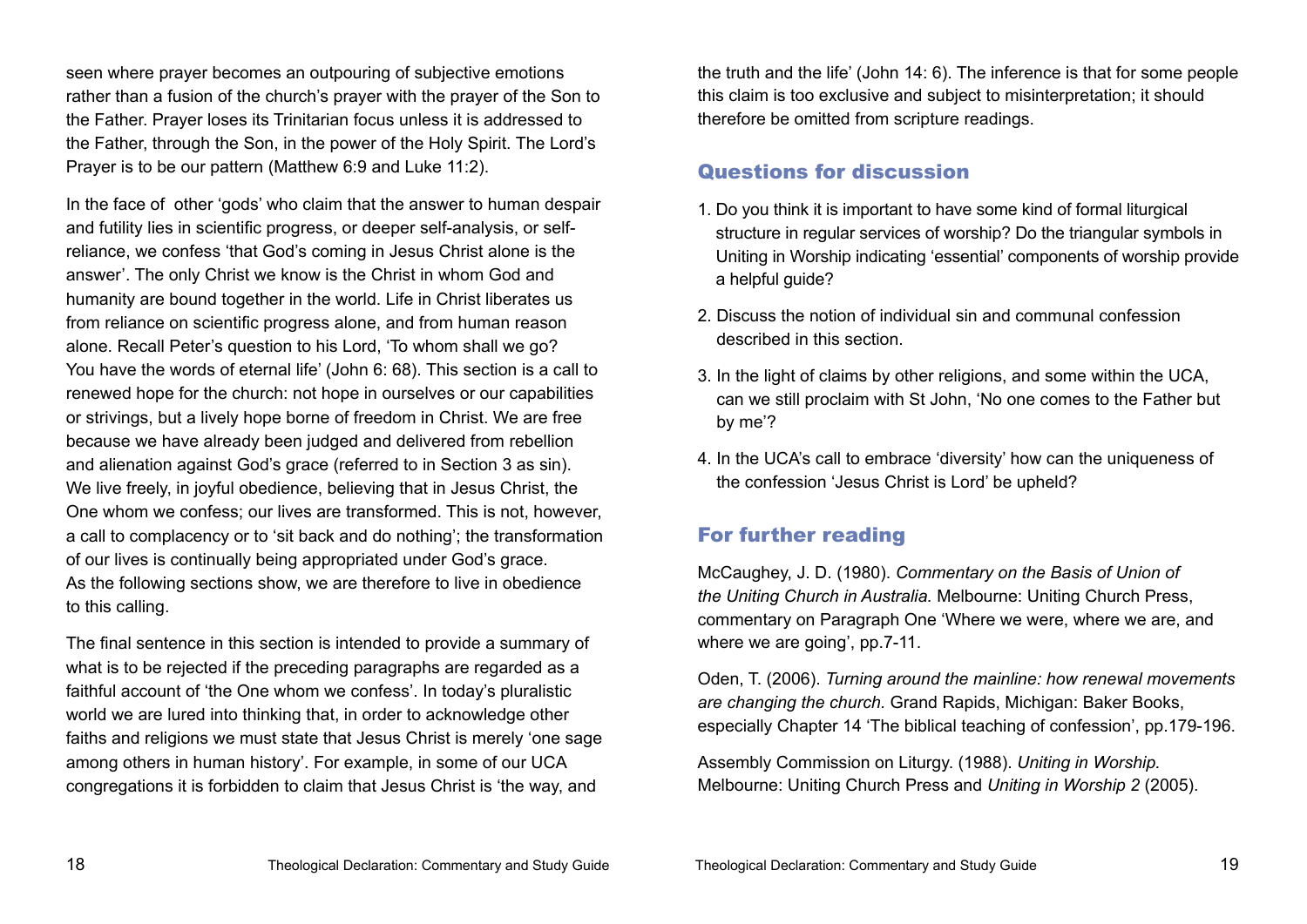seen where prayer becomes an outpouring of subjective emotions rather than a fusion of the church's prayer with the prayer of the Son to the Father. Prayer loses its Trinitarian focus unless it is addressed to the Father, through the Son, in the power of the Holy Spirit. The Lord's Prayer is to be our pattern (Matthew 6:9 and Luke 11:2).

In the face of other 'gods' who claim that the answer to human despair and futility lies in scientific progress, or deeper self-analysis, or self-reliance, we confess 'that God's coming in Jesus Christ alone is the answer'. The only Christ we know is the Christ in whom God and humanity are bound together in the world. Life in Christ liberates us from reliance on scientific progress alone, and from human reason alone. Recall Peter's question to his Lord, 'To whom shall we go? You have the words of eternal life' (John 6: 68). This section is a call to renewed hope for the church: not hope in ourselves or our capabilities or strivings, but a lively hope borne of freedom in Christ. We are free because we have already been judged and delivered from rebellion and alienation against God's grace (referred to in Section 3 as sin). We live freely, in joyful obedience, believing that in Jesus Christ, the One whom we confess; our lives are transformed. This is not, however, a call to complacency or to 'sit back and do nothing'; the transformation of our lives is continually being appropriated under God's grace. As the following sections show, we are therefore to live in obedience to this calling.

The final sentence in this section is intended to provide a summary of what is to be rejected if the preceding paragraphs are regarded as a faithful account of 'the One whom we confess'. In today's pluralistic world we are lured into thinking that, in order to acknowledge other faiths and religions we must state that Jesus Christ is merely 'one sage among others in human history'. For example, in some of our UCA congregations it is forbidden to claim that Jesus Christ is 'the way, and the truth and the life' (John 14: 6). The inference is that for some people this claim is too exclusive and subject to misinterpretation; it should therefore be omitted from scripture readings.

## Questions for discussion

1. Do you think it is important to have some kind of formal liturgical structure in regular services of worship? Do the triangular symbols in Uniting in Worship indicating 'essential' components of worship provide a helpful guide?
2. Discuss the notion of individual sin and communal confession described in this section.
3. In the light of claims by other religions, and some within the UCA, can we still proclaim with St John, 'No one comes to the Father but by me'?
4. In the UCA's call to embrace 'diversity' how can the uniqueness of the confession 'Jesus Christ is Lord' be upheld?

## For further reading

McCaughey, J. D. (1980). *Commentary on the Basis of Union of the Uniting Church in Australia.* Melbourne: Uniting Church Press, commentary on Paragraph One 'Where we were, where we are, and where we are going', pp.7-11.

Oden, T. (2006). *Turning around the mainline: how renewal movements are changing the church.* Grand Rapids, Michigan: Baker Books, especially Chapter 14 'The biblical teaching of confession', pp.179-196.

Assembly Commission on Liturgy. (1988). *Uniting in Worship.* Melbourne: Uniting Church Press and *Uniting in Worship 2* (2005).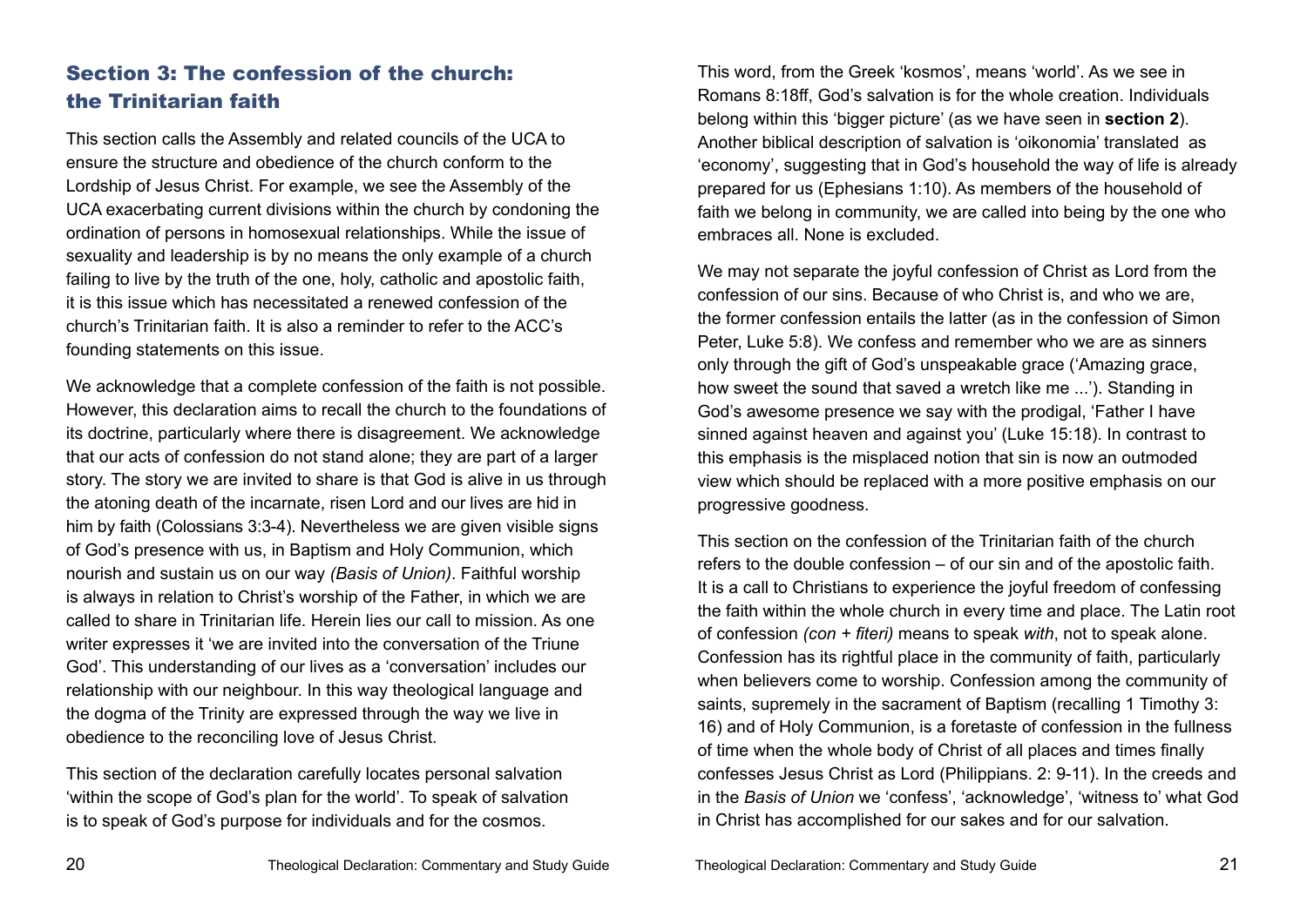## Section 3: The confession of the church: the Trinitarian faith

This section calls the Assembly and related councils of the UCA to ensure the structure and obedience of the church conform to the Lordship of Jesus Christ. For example, we see the Assembly of the UCA exacerbating current divisions within the church by condoning the ordination of persons in homosexual relationships. While the issue of sexuality and leadership is by no means the only example of a church failing to live by the truth of the one, holy, catholic and apostolic faith, it is this issue which has necessitated a renewed confession of the church's Trinitarian faith. It is also a reminder to refer to the ACC's founding statements on this issue.

We acknowledge that a complete confession of the faith is not possible. However, this declaration aims to recall the church to the foundations of its doctrine, particularly where there is disagreement. We acknowledge that our acts of confession do not stand alone; they are part of a larger story. The story we are invited to share is that God is alive in us through the atoning death of the incarnate, risen Lord and our lives are hid in him by faith (Colossians 3:3-4). Nevertheless we are given visible signs of God's presence with us, in Baptism and Holy Communion, which nourish and sustain us on our way *(Basis of Union)*. Faithful worship is always in relation to Christ's worship of the Father, in which we are called to share in Trinitarian life. Herein lies our call to mission. As one writer expresses it 'we are invited into the conversation of the Triune God'. This understanding of our lives as a 'conversation' includes our relationship with our neighbour. In this way theological language and the dogma of the Trinity are expressed through the way we live in obedience to the reconciling love of Jesus Christ.

This section of the declaration carefully locates personal salvation 'within the scope of God's plan for the world'. To speak of salvation is to speak of God's purpose for individuals and for the cosmos. This word, from the Greek 'kosmos', means 'world'. As we see in Romans 8:18ff, God's salvation is for the whole creation. Individuals belong within this 'bigger picture' (as we have seen in **section 2**). Another biblical description of salvation is 'oikonomia' translated as 'economy', suggesting that in God's household the way of life is already prepared for us (Ephesians 1:10). As members of the household of faith we belong in community, we are called into being by the one who embraces all. None is excluded.

We may not separate the joyful confession of Christ as Lord from the confession of our sins. Because of who Christ is, and who we are, the former confession entails the latter (as in the confession of Simon Peter, Luke 5:8). We confess and remember who we are as sinners only through the gift of God's unspeakable grace ('Amazing grace, how sweet the sound that saved a wretch like me ...'). Standing in God's awesome presence we say with the prodigal, 'Father I have sinned against heaven and against you' (Luke 15:18). In contrast to this emphasis is the misplaced notion that sin is now an outmoded view which should be replaced with a more positive emphasis on our progressive goodness.

This section on the confession of the Trinitarian faith of the church refers to the double confession – of our sin and of the apostolic faith. It is a call to Christians to experience the joyful freedom of confessing the faith within the whole church in every time and place. The Latin root of confession *(con + fiteri)* means to speak *with*, not to speak alone. Confession has its rightful place in the community of faith, particularly when believers come to worship. Confession among the community of saints, supremely in the sacrament of Baptism (recalling 1 Timothy 3: 16) and of Holy Communion, is a foretaste of confession in the fullness of time when the whole body of Christ of all places and times finally confesses Jesus Christ as Lord (Philippians. 2: 9-11). In the creeds and in the *Basis of Union* we 'confess', 'acknowledge', 'witness to' what God in Christ has accomplished for our sakes and for our salvation.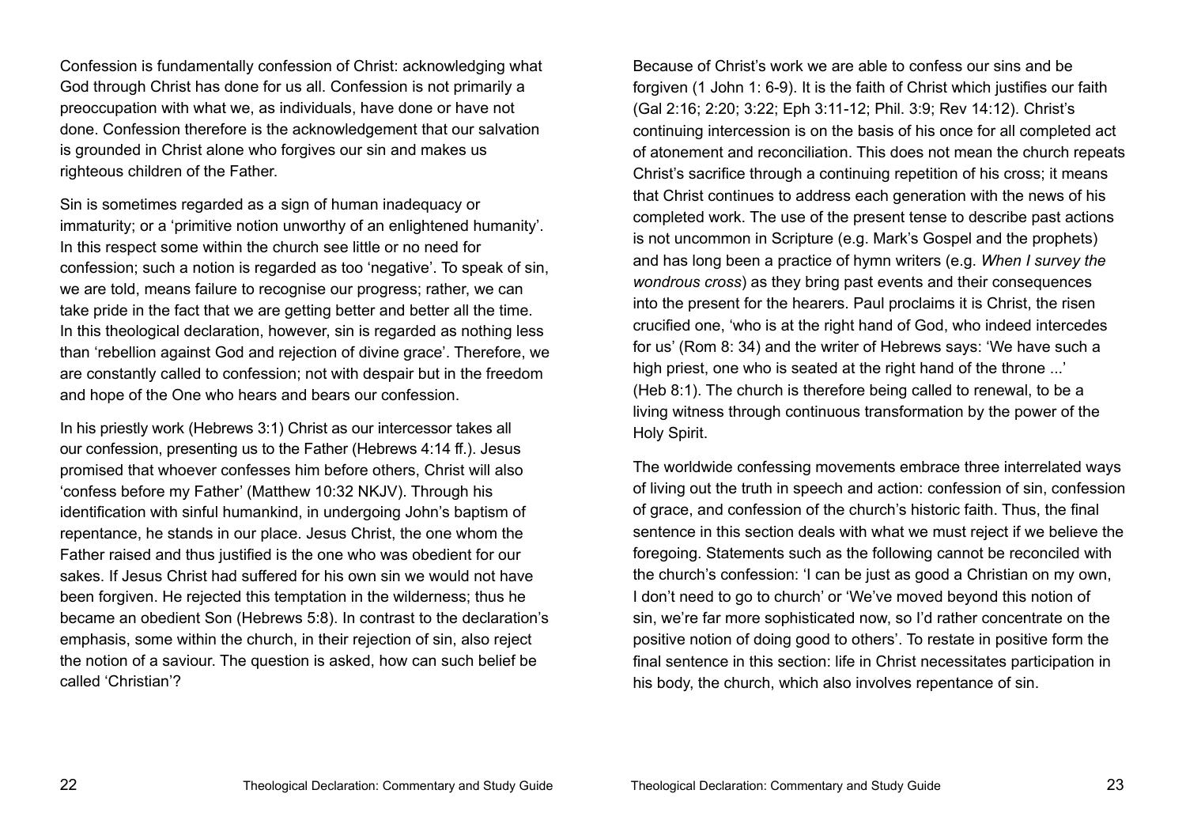Confession is fundamentally confession of Christ: acknowledging what God through Christ has done for us all. Confession is not primarily a preoccupation with what we, as individuals, have done or have not done. Confession therefore is the acknowledgement that our salvation is grounded in Christ alone who forgives our sin and makes us righteous children of the Father.

Sin is sometimes regarded as a sign of human inadequacy or immaturity; or a 'primitive notion unworthy of an enlightened humanity'. In this respect some within the church see little or no need for confession; such a notion is regarded as too 'negative'. To speak of sin, we are told, means failure to recognise our progress; rather, we can take pride in the fact that we are getting better and better all the time. In this theological declaration, however, sin is regarded as nothing less than 'rebellion against God and rejection of divine grace'. Therefore, we are constantly called to confession; not with despair but in the freedom and hope of the One who hears and bears our confession.

In his priestly work (Hebrews 3:1) Christ as our intercessor takes all our confession, presenting us to the Father (Hebrews 4:14 ff.). Jesus promised that whoever confesses him before others, Christ will also 'confess before my Father' (Matthew 10:32 NKJV). Through his identification with sinful humankind, in undergoing John's baptism of repentance, he stands in our place. Jesus Christ, the one whom the Father raised and thus justified is the one who was obedient for our sakes. If Jesus Christ had suffered for his own sin we would not have been forgiven. He rejected this temptation in the wilderness; thus he became an obedient Son (Hebrews 5:8). In contrast to the declaration's emphasis, some within the church, in their rejection of sin, also reject the notion of a saviour. The question is asked, how can such belief be called 'Christian'?

Because of Christ's work we are able to confess our sins and be forgiven (1 John 1: 6-9). It is the faith of Christ which justifies our faith (Gal 2:16; 2:20; 3:22; Eph 3:11-12; Phil. 3:9; Rev 14:12). Christ's continuing intercession is on the basis of his once for all completed act of atonement and reconciliation. This does not mean the church repeats Christ's sacrifice through a continuing repetition of his cross; it means that Christ continues to address each generation with the news of his completed work. The use of the present tense to describe past actions is not uncommon in Scripture (e.g. Mark's Gospel and the prophets) and has long been a practice of hymn writers (e.g. *When I survey the wondrous cross*) as they bring past events and their consequences into the present for the hearers. Paul proclaims it is Christ, the risen crucified one, 'who is at the right hand of God, who indeed intercedes for us' (Rom 8: 34) and the writer of Hebrews says: 'We have such a high priest, one who is seated at the right hand of the throne ...' (Heb 8:1). The church is therefore being called to renewal, to be a living witness through continuous transformation by the power of the Holy Spirit.

The worldwide confessing movements embrace three interrelated ways of living out the truth in speech and action: confession of sin, confession of grace, and confession of the church's historic faith. Thus, the final sentence in this section deals with what we must reject if we believe the foregoing. Statements such as the following cannot be reconciled with the church's confession: 'I can be just as good a Christian on my own, I don't need to go to church' or 'We've moved beyond this notion of sin, we're far more sophisticated now, so I'd rather concentrate on the positive notion of doing good to others'. To restate in positive form the final sentence in this section: life in Christ necessitates participation in his body, the church, which also involves repentance of sin.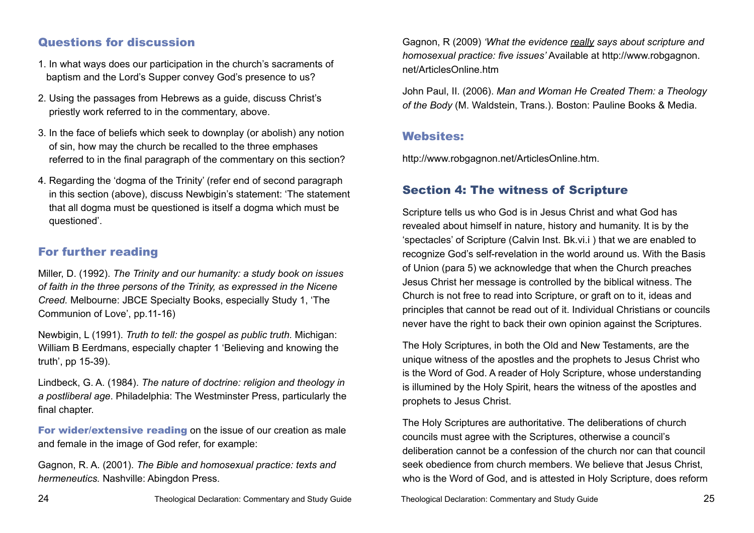## Questions for discussion

1. In what ways does our participation in the church's sacraments of baptism and the Lord's Supper convey God's presence to us?
2. Using the passages from Hebrews as a guide, discuss Christ's priestly work referred to in the commentary, above.
3. In the face of beliefs which seek to downplay (or abolish) any notion of sin, how may the church be recalled to the three emphases referred to in the final paragraph of the commentary on this section?
4. Regarding the 'dogma of the Trinity' (refer end of second paragraph in this section (above), discuss Newbigin's statement: 'The statement that all dogma must be questioned is itself a dogma which must be questioned'.

## For further reading

Miller, D. (1992). *The Trinity and our humanity: a study book on issues of faith in the three persons of the Trinity, as expressed in the Nicene Creed.* Melbourne: JBCE Specialty Books, especially Study 1, 'The Communion of Love', pp.11-16)

Newbigin, L (1991). *Truth to tell: the gospel as public truth.* Michigan: William B Eerdmans, especially chapter 1 'Believing and knowing the truth', pp 15-39).

Lindbeck, G. A. (1984). *The nature of doctrine: religion and theology in a postliberal age*. Philadelphia: The Westminster Press, particularly the final chapter.

**For wider/extensive reading** on the issue of our creation as male and female in the image of God refer, for example:

Gagnon, R. A. (2001). *The Bible and homosexual practice: texts and hermeneutics.* Nashville: Abingdon Press.

Gagnon, R (2009) *'What the evidence really says about scripture and homosexual practice: five issues'* Available at http://www.robgagnon.net/ArticlesOnline.htm

John Paul, II. (2006). *Man and Woman He Created Them: a Theology of the Body* (M. Waldstein, Trans.). Boston: Pauline Books & Media.

## Websites:

http://www.robgagnon.net/ArticlesOnline.htm.

## Section 4: The witness of Scripture

Scripture tells us who God is in Jesus Christ and what God has revealed about himself in nature, history and humanity. It is by the 'spectacles' of Scripture (Calvin Inst. Bk.vi.i ) that we are enabled to recognize God's self-revelation in the world around us. With the Basis of Union (para 5) we acknowledge that when the Church preaches Jesus Christ her message is controlled by the biblical witness. The Church is not free to read into Scripture, or graft on to it, ideas and principles that cannot be read out of it. Individual Christians or councils never have the right to back their own opinion against the Scriptures.

The Holy Scriptures, in both the Old and New Testaments, are the unique witness of the apostles and the prophets to Jesus Christ who is the Word of God. A reader of Holy Scripture, whose understanding is illumined by the Holy Spirit, hears the witness of the apostles and prophets to Jesus Christ.

The Holy Scriptures are authoritative. The deliberations of church councils must agree with the Scriptures, otherwise a council's deliberation cannot be a confession of the church nor can that council seek obedience from church members. We believe that Jesus Christ, who is the Word of God, and is attested in Holy Scripture, does reform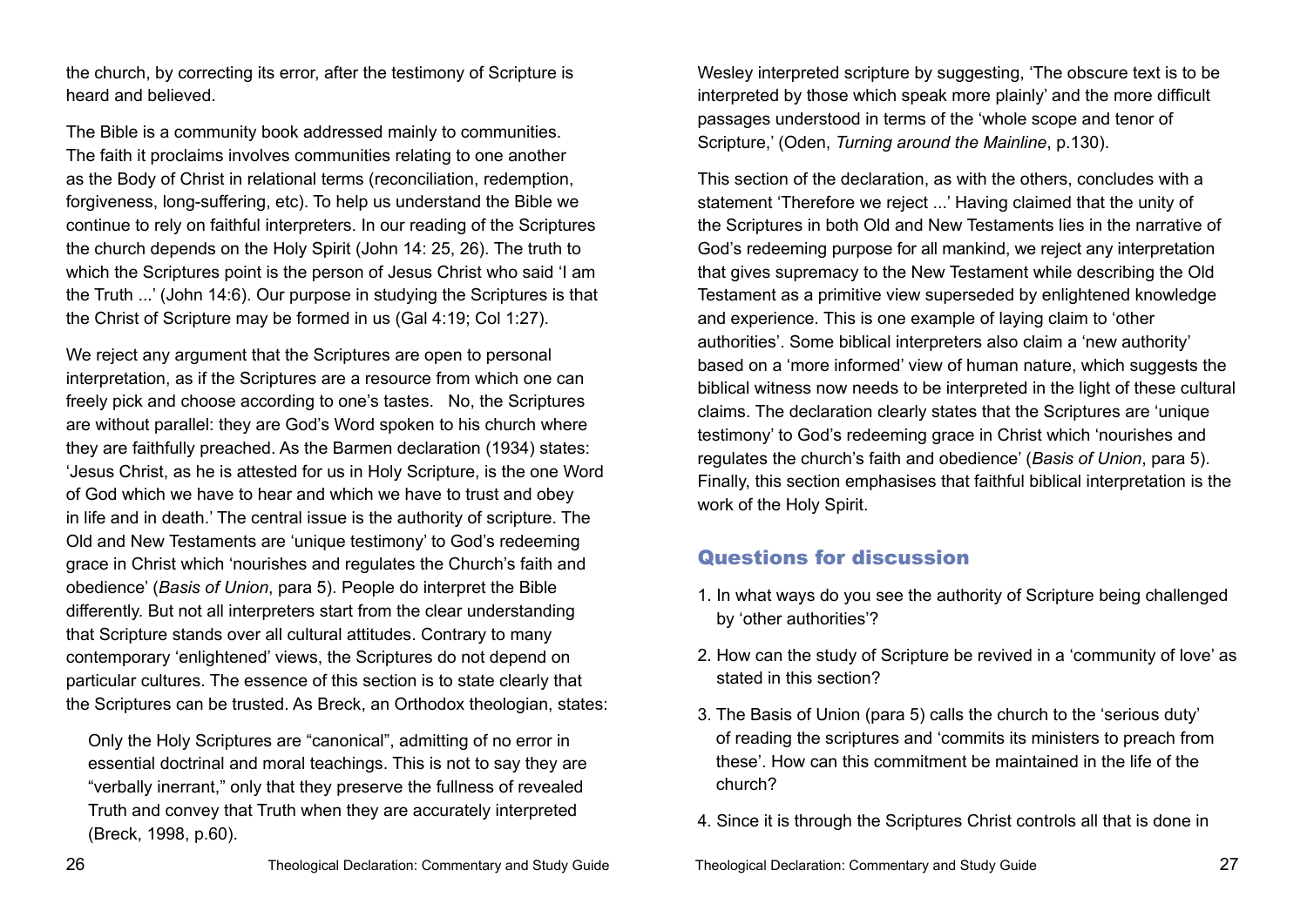the church, by correcting its error, after the testimony of Scripture is heard and believed.

The Bible is a community book addressed mainly to communities. The faith it proclaims involves communities relating to one another as the Body of Christ in relational terms (reconciliation, redemption, forgiveness, long-suffering, etc). To help us understand the Bible we continue to rely on faithful interpreters. In our reading of the Scriptures the church depends on the Holy Spirit (John 14: 25, 26). The truth to which the Scriptures point is the person of Jesus Christ who said 'I am the Truth ...' (John 14:6). Our purpose in studying the Scriptures is that the Christ of Scripture may be formed in us (Gal 4:19; Col 1:27).

We reject any argument that the Scriptures are open to personal interpretation, as if the Scriptures are a resource from which one can freely pick and choose according to one's tastes. No, the Scriptures are without parallel: they are God's Word spoken to his church where they are faithfully preached. As the Barmen declaration (1934) states: 'Jesus Christ, as he is attested for us in Holy Scripture, is the one Word of God which we have to hear and which we have to trust and obey in life and in death.' The central issue is the authority of scripture. The Old and New Testaments are 'unique testimony' to God's redeeming grace in Christ which 'nourishes and regulates the Church's faith and obedience' (*Basis of Union*, para 5). People do interpret the Bible differently. But not all interpreters start from the clear understanding that Scripture stands over all cultural attitudes. Contrary to many contemporary 'enlightened' views, the Scriptures do not depend on particular cultures. The essence of this section is to state clearly that the Scriptures can be trusted. As Breck, an Orthodox theologian, states:

> Only the Holy Scriptures are "canonical", admitting of no error in essential doctrinal and moral teachings. This is not to say they are "verbally inerrant," only that they preserve the fullness of revealed Truth and convey that Truth when they are accurately interpreted (Breck, 1998, p.60).

Wesley interpreted scripture by suggesting, 'The obscure text is to be interpreted by those which speak more plainly' and the more difficult passages understood in terms of the 'whole scope and tenor of Scripture,' (Oden, *Turning around the Mainline*, p.130).

This section of the declaration, as with the others, concludes with a statement 'Therefore we reject ...' Having claimed that the unity of the Scriptures in both Old and New Testaments lies in the narrative of God's redeeming purpose for all mankind, we reject any interpretation that gives supremacy to the New Testament while describing the Old Testament as a primitive view superseded by enlightened knowledge and experience. This is one example of laying claim to 'other authorities'. Some biblical interpreters also claim a 'new authority' based on a 'more informed' view of human nature, which suggests the biblical witness now needs to be interpreted in the light of these cultural claims. The declaration clearly states that the Scriptures are 'unique testimony' to God's redeeming grace in Christ which 'nourishes and regulates the church's faith and obedience' (*Basis of Union*, para 5). Finally, this section emphasises that faithful biblical interpretation is the work of the Holy Spirit.

## Questions for discussion

1. In what ways do you see the authority of Scripture being challenged by 'other authorities'?
2. How can the study of Scripture be revived in a 'community of love' as stated in this section?
3. The Basis of Union (para 5) calls the church to the 'serious duty' of reading the scriptures and 'commits its ministers to preach from these'. How can this commitment be maintained in the life of the church?
4. Since it is through the Scriptures Christ controls all that is done in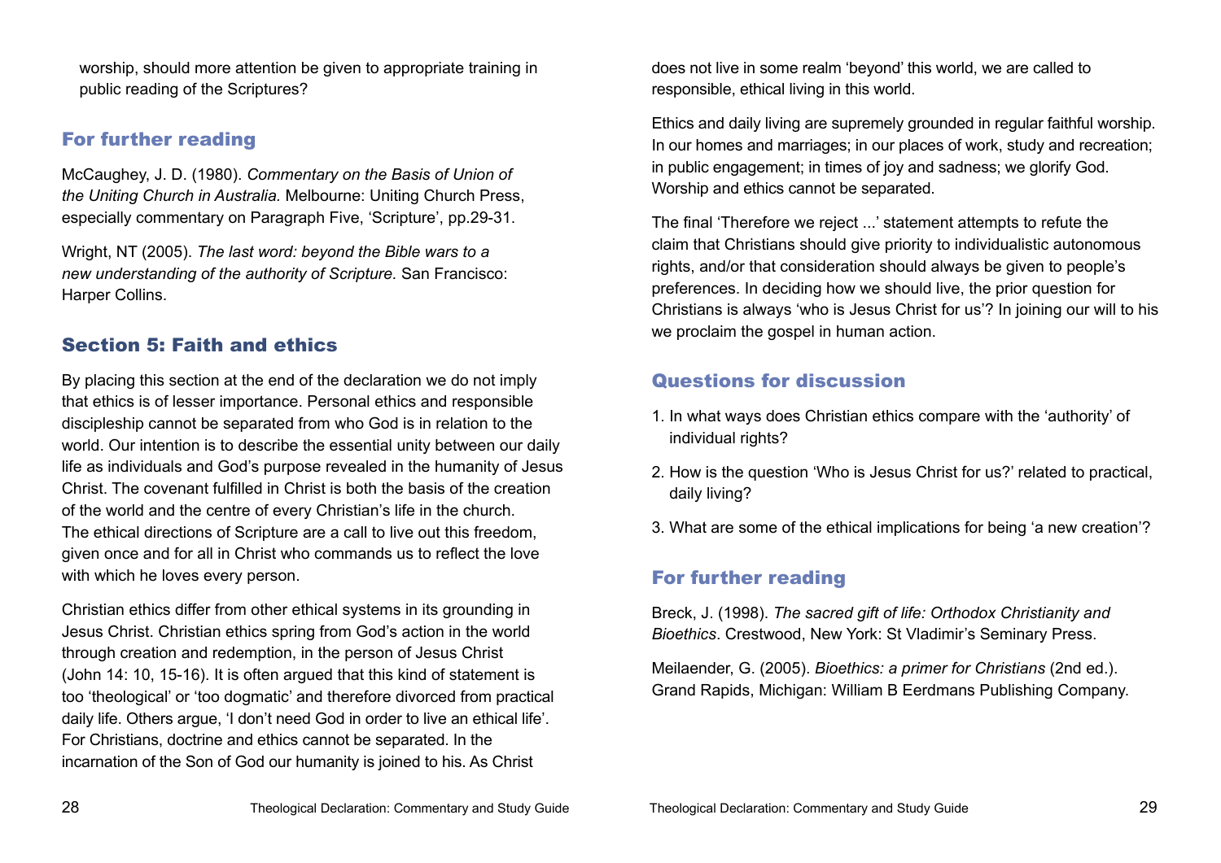worship, should more attention be given to appropriate training in public reading of the Scriptures?

## For further reading

McCaughey, J. D. (1980). *Commentary on the Basis of Union of the Uniting Church in Australia.* Melbourne: Uniting Church Press, especially commentary on Paragraph Five, 'Scripture', pp.29-31.

Wright, NT (2005). *The last word: beyond the Bible wars to a new understanding of the authority of Scripture.* San Francisco: Harper Collins.

## Section 5: Faith and ethics

By placing this section at the end of the declaration we do not imply that ethics is of lesser importance. Personal ethics and responsible discipleship cannot be separated from who God is in relation to the world. Our intention is to describe the essential unity between our daily life as individuals and God's purpose revealed in the humanity of Jesus Christ. The covenant fulfilled in Christ is both the basis of the creation of the world and the centre of every Christian's life in the church. The ethical directions of Scripture are a call to live out this freedom, given once and for all in Christ who commands us to reflect the love with which he loves every person.

Christian ethics differ from other ethical systems in its grounding in Jesus Christ. Christian ethics spring from God's action in the world through creation and redemption, in the person of Jesus Christ (John 14: 10, 15-16). It is often argued that this kind of statement is too 'theological' or 'too dogmatic' and therefore divorced from practical daily life. Others argue, 'I don't need God in order to live an ethical life'. For Christians, doctrine and ethics cannot be separated. In the incarnation of the Son of God our humanity is joined to his. As Christ does not live in some realm 'beyond' this world, we are called to responsible, ethical living in this world.

Ethics and daily living are supremely grounded in regular faithful worship. In our homes and marriages; in our places of work, study and recreation; in public engagement; in times of joy and sadness; we glorify God. Worship and ethics cannot be separated.

The final 'Therefore we reject ...' statement attempts to refute the claim that Christians should give priority to individualistic autonomous rights, and/or that consideration should always be given to people's preferences. In deciding how we should live, the prior question for Christians is always 'who is Jesus Christ for us'? In joining our will to his we proclaim the gospel in human action.

## Questions for discussion

1. In what ways does Christian ethics compare with the 'authority' of individual rights?
2. How is the question 'Who is Jesus Christ for us?' related to practical, daily living?
3. What are some of the ethical implications for being 'a new creation'?

## For further reading

Breck, J. (1998). *The sacred gift of life: Orthodox Christianity and Bioethics*. Crestwood, New York: St Vladimir's Seminary Press.

Meilaender, G. (2005). *Bioethics: a primer for Christians* (2nd ed.). Grand Rapids, Michigan: William B Eerdmans Publishing Company.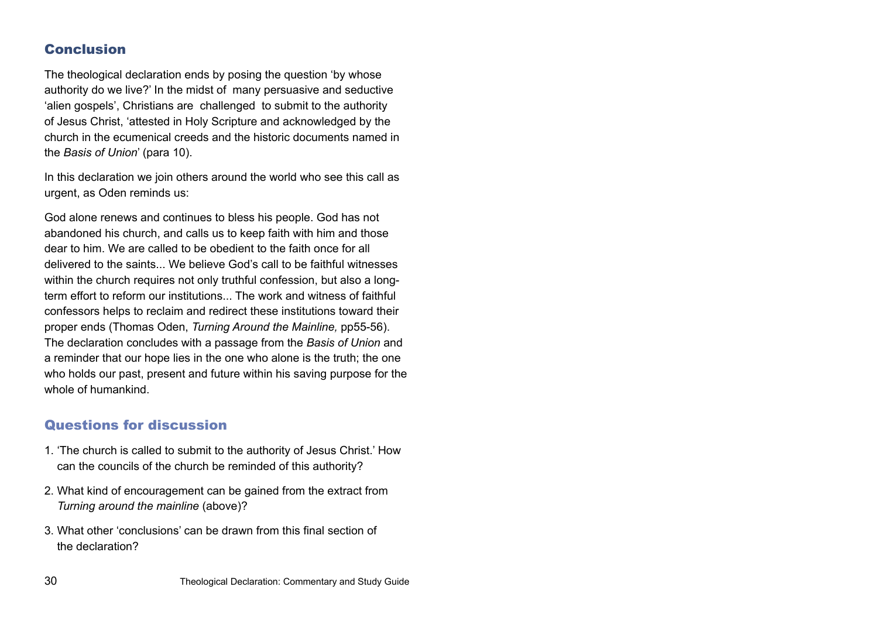## Conclusion

The theological declaration ends by posing the question 'by whose authority do we live?' In the midst of many persuasive and seductive 'alien gospels', Christians are challenged to submit to the authority of Jesus Christ, 'attested in Holy Scripture and acknowledged by the church in the ecumenical creeds and the historic documents named in the *Basis of Union*' (para 10).

In this declaration we join others around the world who see this call as urgent, as Oden reminds us:

God alone renews and continues to bless his people. God has not abandoned his church, and calls us to keep faith with him and those dear to him. We are called to be obedient to the faith once for all delivered to the saints... We believe God's call to be faithful witnesses within the church requires not only truthful confession, but also a long-term effort to reform our institutions... The work and witness of faithful confessors helps to reclaim and redirect these institutions toward their proper ends (Thomas Oden, *Turning Around the Mainline,* pp55-56).
The declaration concludes with a passage from the *Basis of Union* and a reminder that our hope lies in the one who alone is the truth; the one who holds our past, present and future within his saving purpose for the whole of humankind.

## Questions for discussion

1. 'The church is called to submit to the authority of Jesus Christ.' How can the councils of the church be reminded of this authority?
2. What kind of encouragement can be gained from the extract from *Turning around the mainline* (above)?
3. What other 'conclusions' can be drawn from this final section of the declaration?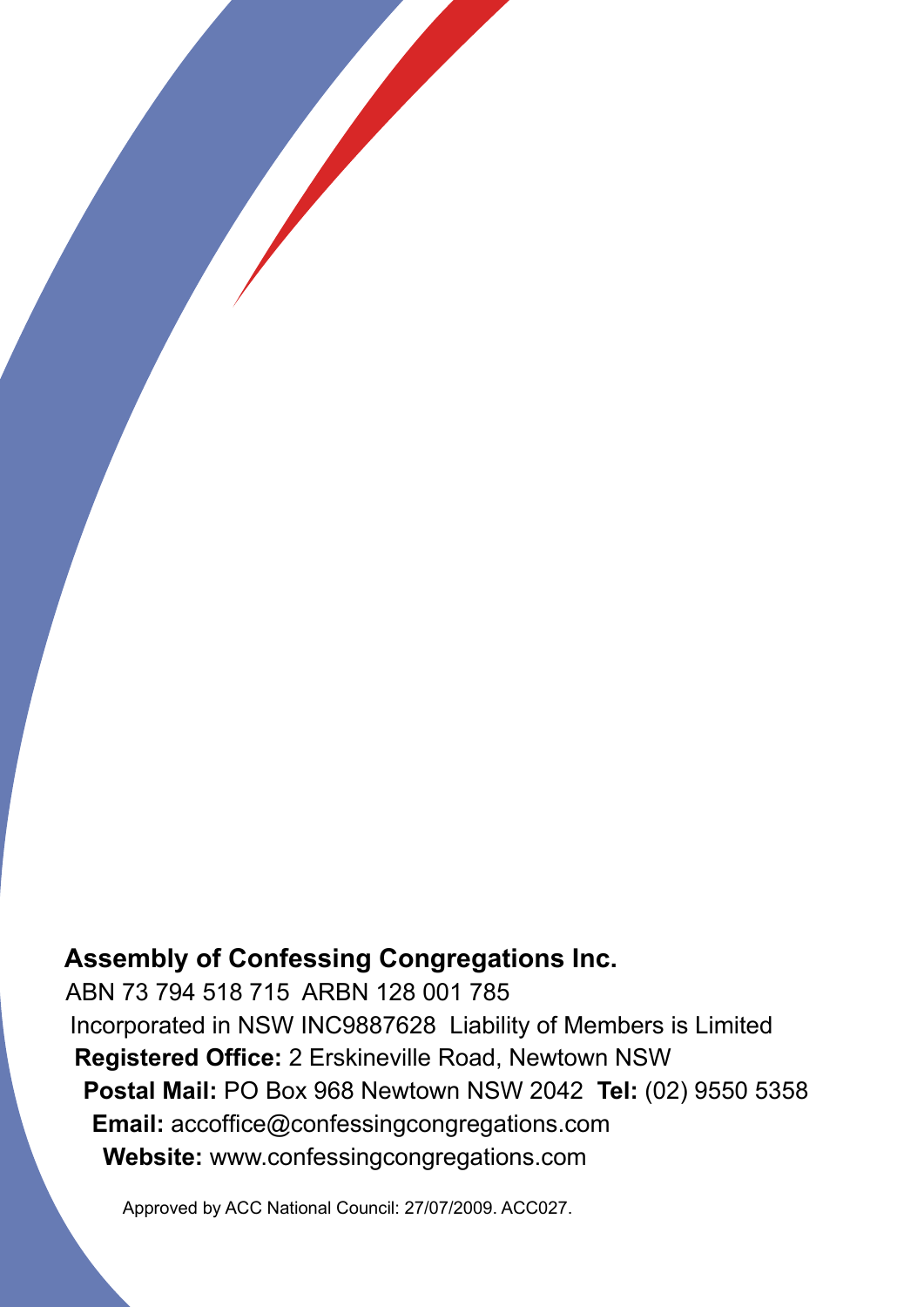**Assembly of Confessing Congregations Inc.**

ABN 73 794 518 715  ARBN 128 001 785

Incorporated in NSW INC9887628  Liability of Members is Limited

**Registered Office:** 2 Erskineville Road, Newtown NSW

**Postal Mail:** PO Box 968 Newtown NSW 2042  **Tel:** (02) 9550 5358

**Email:** accoffice@confessingcongregations.com

**Website:** www.confessingcongregations.com

Approved by ACC National Council: 27/07/2009. ACC027.